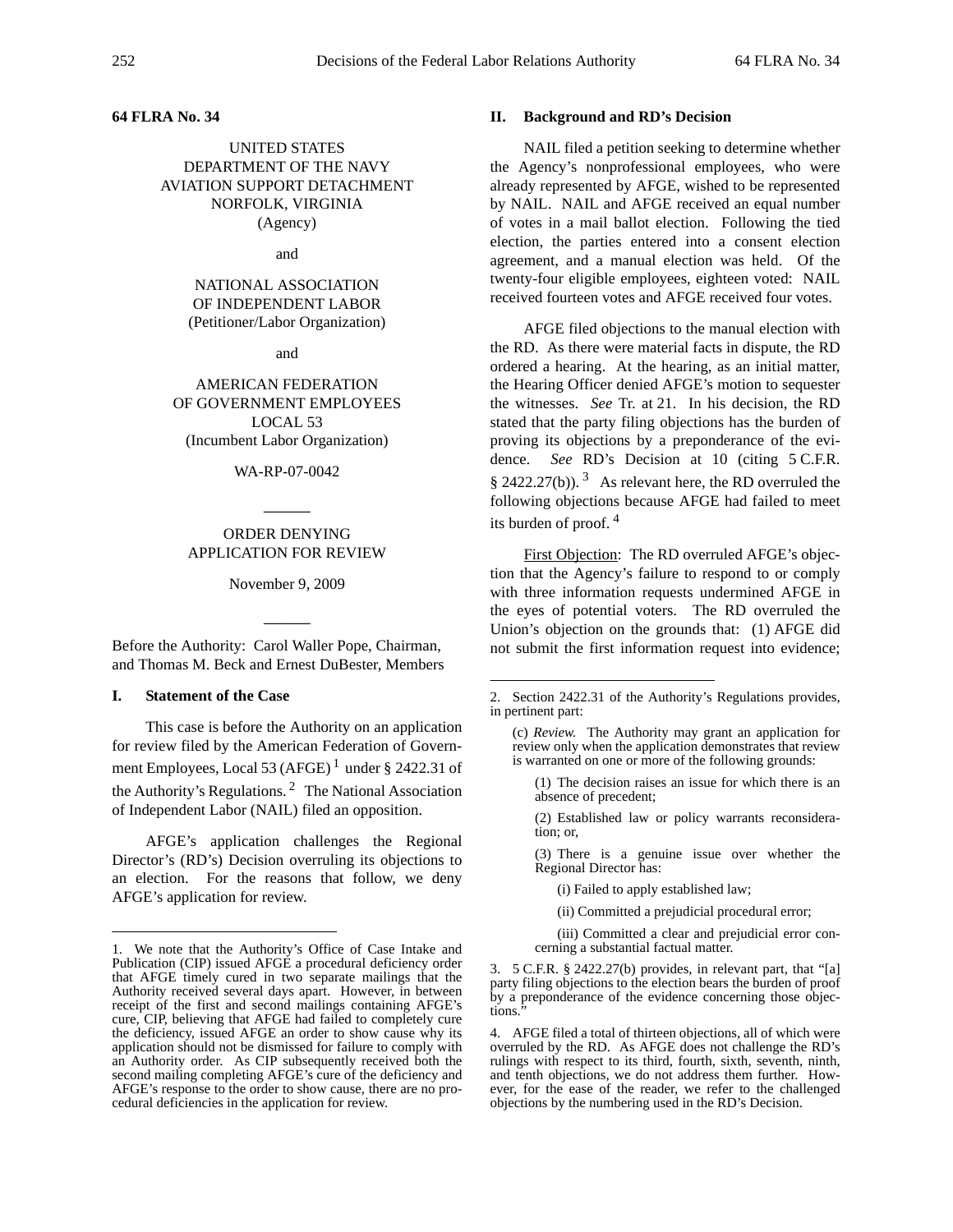# 64 FLRA No. 34

UNITED STATES
DEPARTMENT OF THE NAVY
AVIATION SUPPORT DETACHMENT
NORFOLK, VIRGINIA
(Agency)

and

NATIONAL ASSOCIATION
OF INDEPENDENT LABOR
(Petitioner/Labor Organization)

and

AMERICAN FEDERATION
OF GOVERNMENT EMPLOYEES
LOCAL 53
(Incumbent Labor Organization)

WA-RP-07-0042

______

ORDER DENYING
APPLICATION FOR REVIEW

November 9, 2009

______

Before the Authority: Carol Waller Pope, Chairman, and Thomas M. Beck and Ernest DuBester, Members

## I. Statement of the Case

This case is before the Authority on an application for review filed by the American Federation of Government Employees, Local 53 (AFGE) [1] under § 2422.31 of the Authority's Regulations. [2] The National Association of Independent Labor (NAIL) filed an opposition.

AFGE's application challenges the Regional Director's (RD's) Decision overruling its objections to an election. For the reasons that follow, we deny AFGE's application for review.

## II. Background and RD's Decision

NAIL filed a petition seeking to determine whether the Agency's nonprofessional employees, who were already represented by AFGE, wished to be represented by NAIL. NAIL and AFGE received an equal number of votes in a mail ballot election. Following the tied election, the parties entered into a consent election agreement, and a manual election was held. Of the twenty-four eligible employees, eighteen voted: NAIL received fourteen votes and AFGE received four votes.

AFGE filed objections to the manual election with the RD. As there were material facts in dispute, the RD ordered a hearing. At the hearing, as an initial matter, the Hearing Officer denied AFGE's motion to sequester the witnesses. *See* Tr. at 21. In his decision, the RD stated that the party filing objections has the burden of proving its objections by a preponderance of the evidence. *See* RD's Decision at 10 (citing 5 C.F.R. § 2422.27(b)). [3] As relevant here, the RD overruled the following objections because AFGE had failed to meet its burden of proof. [4]

<u>First Objection</u>: The RD overruled AFGE's objection that the Agency's failure to respond to or comply with three information requests undermined AFGE in the eyes of potential voters. The RD overruled the Union's objection on the grounds that: (1) AFGE did not submit the first information request into evidence;

---

1. We note that the Authority's Office of Case Intake and Publication (CIP) issued AFGE a procedural deficiency order that AFGE timely cured in two separate mailings that the Authority received several days apart. However, in between receipt of the first and second mailings containing AFGE's cure, CIP, believing that AFGE had failed to completely cure the deficiency, issued AFGE an order to show cause why its application should not be dismissed for failure to comply with an Authority order. As CIP subsequently received both the second mailing completing AFGE's cure of the deficiency and AFGE's response to the order to show cause, there are no procedural deficiencies in the application for review.

2. Section 2422.31 of the Authority's Regulations provides, in pertinent part:

> (c) *Review.* The Authority may grant an application for review only when the application demonstrates that review is warranted on one or more of the following grounds:
>
> (1) The decision raises an issue for which there is an absence of precedent;
>
> (2) Established law or policy warrants reconsideration; or,
>
> (3) There is a genuine issue over whether the Regional Director has:
>
> (i) Failed to apply established law;
>
> (ii) Committed a prejudicial procedural error;
>
> (iii) Committed a clear and prejudicial error concerning a substantial factual matter.

3. 5 C.F.R. § 2422.27(b) provides, in relevant part, that "[a] party filing objections to the election bears the burden of proof by a preponderance of the evidence concerning those objections."

4. AFGE filed a total of thirteen objections, all of which were overruled by the RD. As AFGE does not challenge the RD's rulings with respect to its third, fourth, sixth, seventh, ninth, and tenth objections, we do not address them further. However, for the ease of the reader, we refer to the challenged objections by the numbering used in the RD's Decision.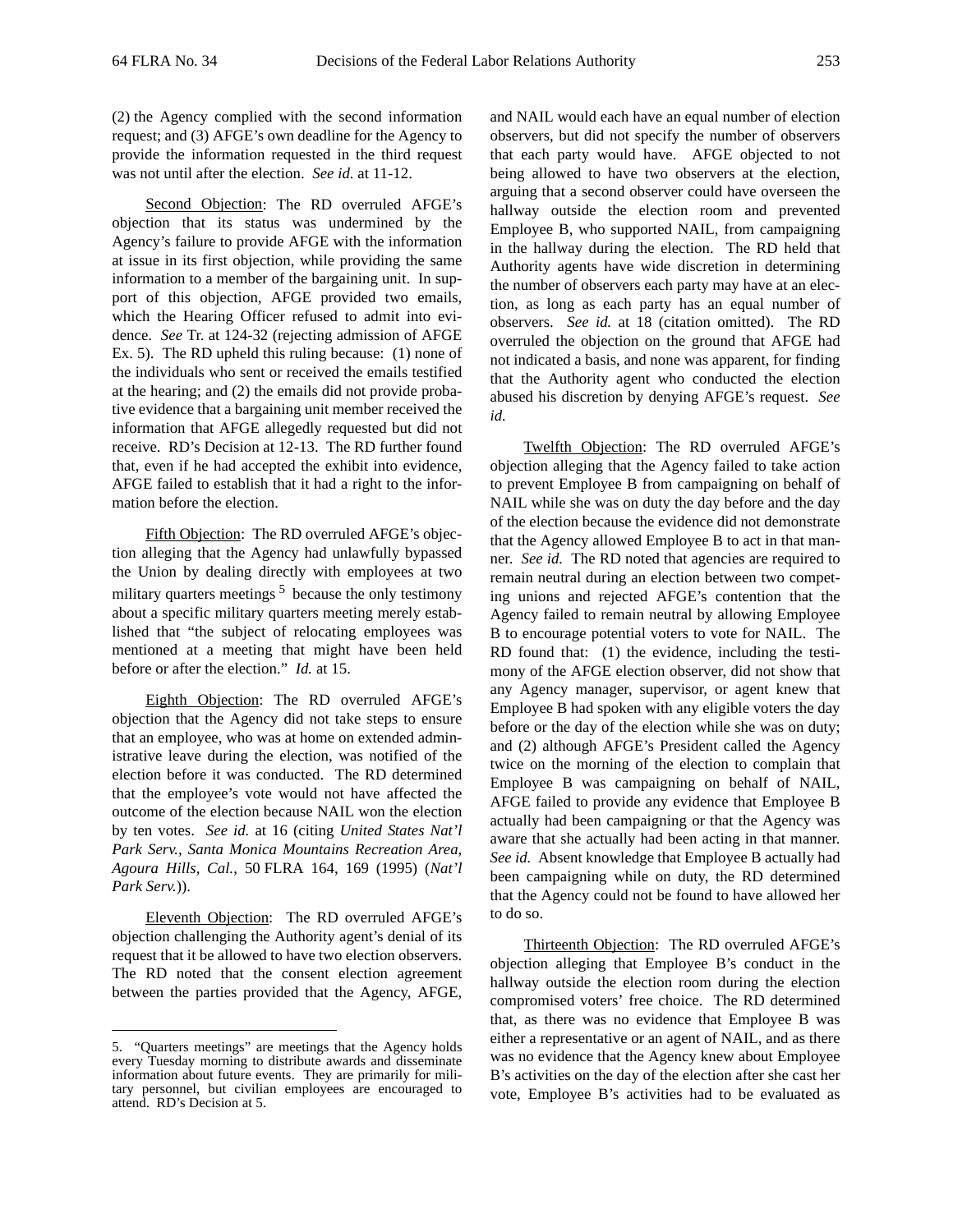(2) the Agency complied with the second information request; and (3) AFGE's own deadline for the Agency to provide the information requested in the third request was not until after the election. *See id.* at 11-12.

Second Objection: The RD overruled AFGE's objection that its status was undermined by the Agency's failure to provide AFGE with the information at issue in its first objection, while providing the same information to a member of the bargaining unit. In support of this objection, AFGE provided two emails, which the Hearing Officer refused to admit into evidence. *See* Tr. at 124-32 (rejecting admission of AFGE Ex. 5). The RD upheld this ruling because: (1) none of the individuals who sent or received the emails testified at the hearing; and (2) the emails did not provide probative evidence that a bargaining unit member received the information that AFGE allegedly requested but did not receive. RD's Decision at 12-13. The RD further found that, even if he had accepted the exhibit into evidence, AFGE failed to establish that it had a right to the information before the election.

Fifth Objection: The RD overruled AFGE's objection alleging that the Agency had unlawfully bypassed the Union by dealing directly with employees at two military quarters meetings [5] because the only testimony about a specific military quarters meeting merely established that "the subject of relocating employees was mentioned at a meeting that might have been held before or after the election." *Id.* at 15.

Eighth Objection: The RD overruled AFGE's objection that the Agency did not take steps to ensure that an employee, who was at home on extended administrative leave during the election, was notified of the election before it was conducted. The RD determined that the employee's vote would not have affected the outcome of the election because NAIL won the election by ten votes. *See id.* at 16 (citing *United States Nat'l Park Serv., Santa Monica Mountains Recreation Area, Agoura Hills, Cal.*, 50 FLRA 164, 169 (1995) (*Nat'l Park Serv.*)).

Eleventh Objection: The RD overruled AFGE's objection challenging the Authority agent's denial of its request that it be allowed to have two election observers. The RD noted that the consent election agreement between the parties provided that the Agency, AFGE, and NAIL would each have an equal number of election observers, but did not specify the number of observers that each party would have. AFGE objected to not being allowed to have two observers at the election, arguing that a second observer could have overseen the hallway outside the election room and prevented Employee B, who supported NAIL, from campaigning in the hallway during the election. The RD held that Authority agents have wide discretion in determining the number of observers each party may have at an election, as long as each party has an equal number of observers. *See id.* at 18 (citation omitted). The RD overruled the objection on the ground that AFGE had not indicated a basis, and none was apparent, for finding that the Authority agent who conducted the election abused his discretion by denying AFGE's request. *See id.*

Twelfth Objection: The RD overruled AFGE's objection alleging that the Agency failed to take action to prevent Employee B from campaigning on behalf of NAIL while she was on duty the day before and the day of the election because the evidence did not demonstrate that the Agency allowed Employee B to act in that manner. *See id.* The RD noted that agencies are required to remain neutral during an election between two competing unions and rejected AFGE's contention that the Agency failed to remain neutral by allowing Employee B to encourage potential voters to vote for NAIL. The RD found that: (1) the evidence, including the testimony of the AFGE election observer, did not show that any Agency manager, supervisor, or agent knew that Employee B had spoken with any eligible voters the day before or the day of the election while she was on duty; and (2) although AFGE's President called the Agency twice on the morning of the election to complain that Employee B was campaigning on behalf of NAIL, AFGE failed to provide any evidence that Employee B actually had been campaigning or that the Agency was aware that she actually had been acting in that manner. *See id.* Absent knowledge that Employee B actually had been campaigning while on duty, the RD determined that the Agency could not be found to have allowed her to do so.

Thirteenth Objection: The RD overruled AFGE's objection alleging that Employee B's conduct in the hallway outside the election room during the election compromised voters' free choice. The RD determined that, as there was no evidence that Employee B was either a representative or an agent of NAIL, and as there was no evidence that the Agency knew about Employee B's activities on the day of the election after she cast her vote, Employee B's activities had to be evaluated as

---

5. "Quarters meetings" are meetings that the Agency holds every Tuesday morning to distribute awards and disseminate information about future events. They are primarily for military personnel, but civilian employees are encouraged to attend. RD's Decision at 5.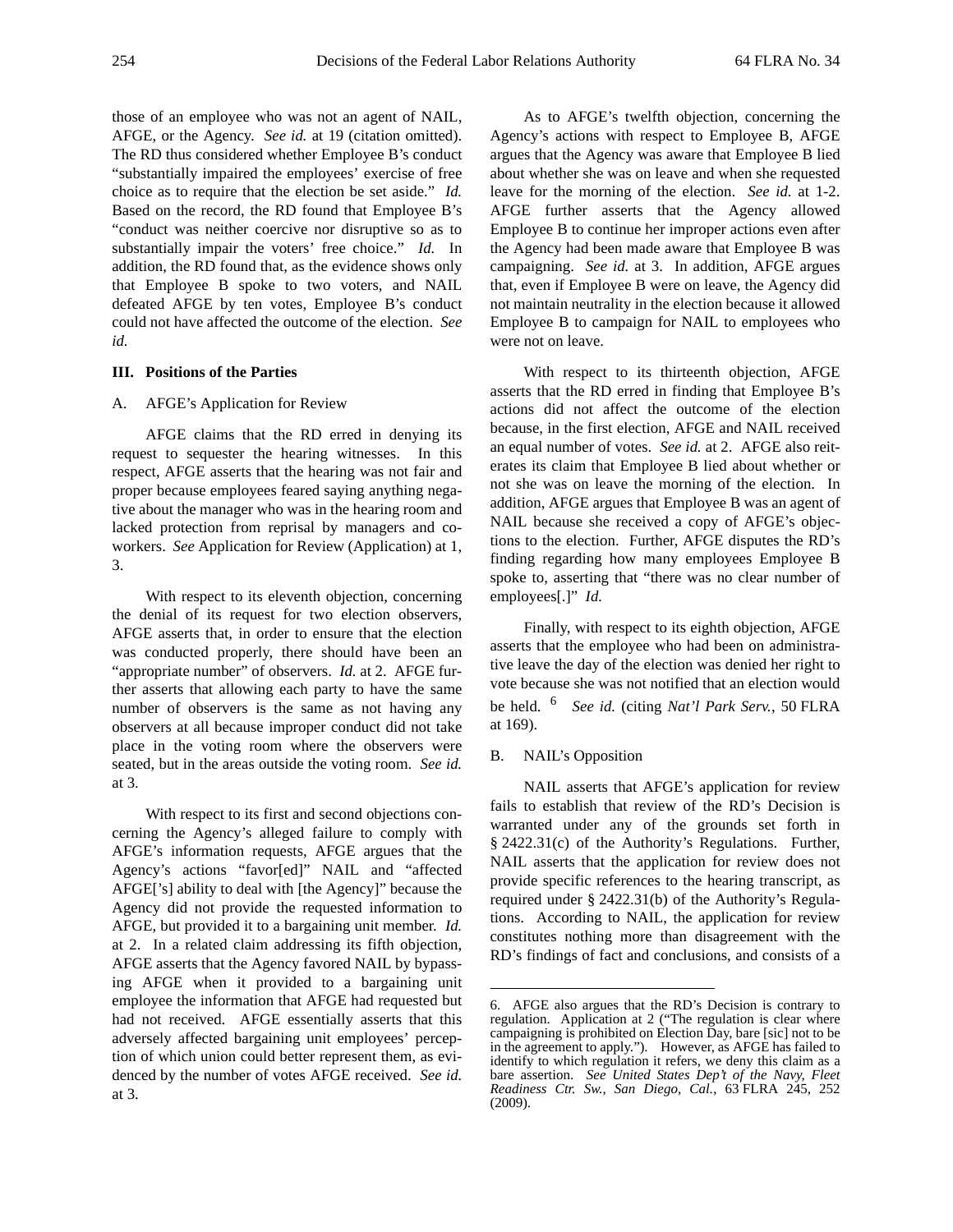those of an employee who was not an agent of NAIL, AFGE, or the Agency. *See id.* at 19 (citation omitted). The RD thus considered whether Employee B's conduct "substantially impaired the employees' exercise of free choice as to require that the election be set aside." *Id.* Based on the record, the RD found that Employee B's "conduct was neither coercive nor disruptive so as to substantially impair the voters' free choice." *Id.* In addition, the RD found that, as the evidence shows only that Employee B spoke to two voters, and NAIL defeated AFGE by ten votes, Employee B's conduct could not have affected the outcome of the election. *See id.*

### III. Positions of the Parties

A. AFGE's Application for Review

AFGE claims that the RD erred in denying its request to sequester the hearing witnesses. In this respect, AFGE asserts that the hearing was not fair and proper because employees feared saying anything negative about the manager who was in the hearing room and lacked protection from reprisal by managers and co-workers. *See* Application for Review (Application) at 1, 3.

With respect to its eleventh objection, concerning the denial of its request for two election observers, AFGE asserts that, in order to ensure that the election was conducted properly, there should have been an "appropriate number" of observers. *Id.* at 2. AFGE further asserts that allowing each party to have the same number of observers is the same as not having any observers at all because improper conduct did not take place in the voting room where the observers were seated, but in the areas outside the voting room. *See id.* at 3.

With respect to its first and second objections concerning the Agency's alleged failure to comply with AFGE's information requests, AFGE argues that the Agency's actions "favor[ed]" NAIL and "affected AFGE['s] ability to deal with [the Agency]" because the Agency did not provide the requested information to AFGE, but provided it to a bargaining unit member. *Id.* at 2. In a related claim addressing its fifth objection, AFGE asserts that the Agency favored NAIL by bypassing AFGE when it provided to a bargaining unit employee the information that AFGE had requested but had not received. AFGE essentially asserts that this adversely affected bargaining unit employees' perception of which union could better represent them, as evidenced by the number of votes AFGE received. *See id.* at 3.

As to AFGE's twelfth objection, concerning the Agency's actions with respect to Employee B, AFGE argues that the Agency was aware that Employee B lied about whether she was on leave and when she requested leave for the morning of the election. *See id.* at 1-2. AFGE further asserts that the Agency allowed Employee B to continue her improper actions even after the Agency had been made aware that Employee B was campaigning. *See id.* at 3. In addition, AFGE argues that, even if Employee B were on leave, the Agency did not maintain neutrality in the election because it allowed Employee B to campaign for NAIL to employees who were not on leave.

With respect to its thirteenth objection, AFGE asserts that the RD erred in finding that Employee B's actions did not affect the outcome of the election because, in the first election, AFGE and NAIL received an equal number of votes. *See id.* at 2. AFGE also reiterates its claim that Employee B lied about whether or not she was on leave the morning of the election. In addition, AFGE argues that Employee B was an agent of NAIL because she received a copy of AFGE's objections to the election. Further, AFGE disputes the RD's finding regarding how many employees Employee B spoke to, asserting that "there was no clear number of employees[.]" *Id.*

Finally, with respect to its eighth objection, AFGE asserts that the employee who had been on administrative leave the day of the election was denied her right to vote because she was not notified that an election would be held. [6] *See id.* (citing *Nat'l Park Serv.*, 50 FLRA at 169).

B. NAIL's Opposition

NAIL asserts that AFGE's application for review fails to establish that review of the RD's Decision is warranted under any of the grounds set forth in § 2422.31(c) of the Authority's Regulations. Further, NAIL asserts that the application for review does not provide specific references to the hearing transcript, as required under § 2422.31(b) of the Authority's Regulations. According to NAIL, the application for review constitutes nothing more than disagreement with the RD's findings of fact and conclusions, and consists of a

---

6. AFGE also argues that the RD's Decision is contrary to regulation. Application at 2 ("The regulation is clear where campaigning is prohibited on Election Day, bare [sic] not to be in the agreement to apply."). However, as AFGE has failed to identify to which regulation it refers, we deny this claim as a bare assertion. *See United States Dep't of the Navy, Fleet Readiness Ctr. Sw., San Diego, Cal.*, 63 FLRA 245, 252 (2009).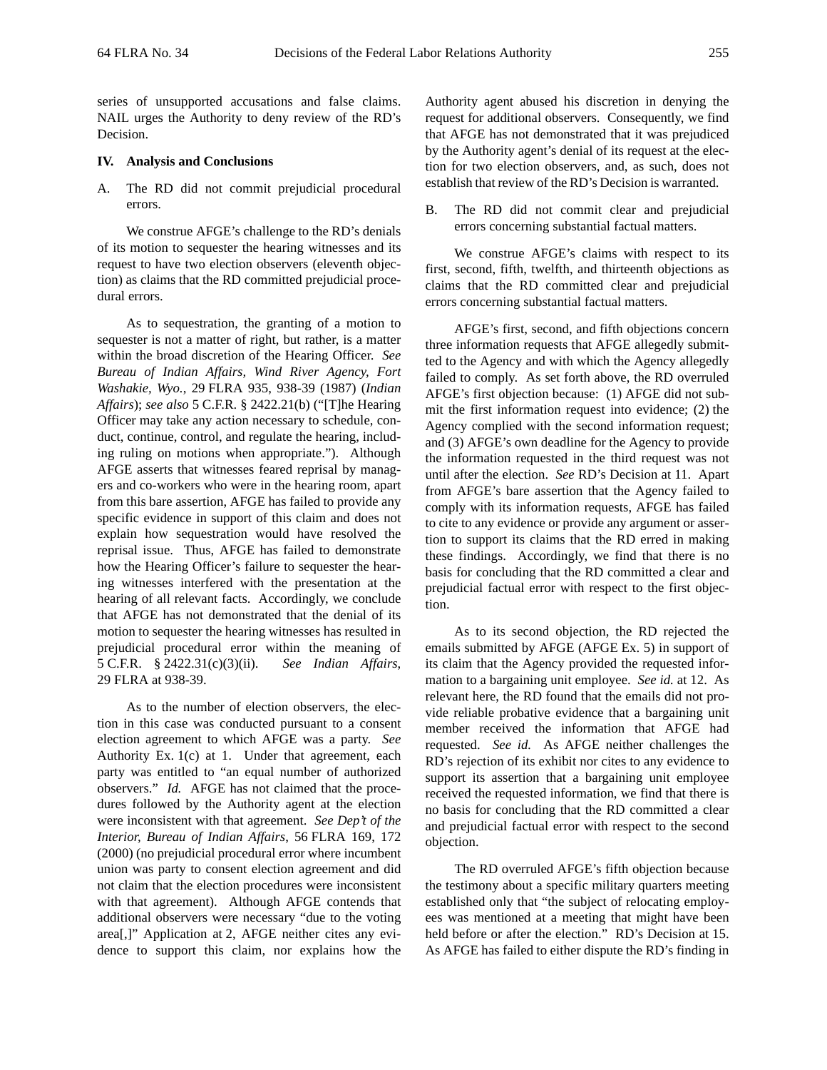series of unsupported accusations and false claims. NAIL urges the Authority to deny review of the RD's Decision.

## IV. Analysis and Conclusions

### A. The RD did not commit prejudicial procedural errors.

We construe AFGE's challenge to the RD's denials of its motion to sequester the hearing witnesses and its request to have two election observers (eleventh objection) as claims that the RD committed prejudicial procedural errors.

As to sequestration, the granting of a motion to sequester is not a matter of right, but rather, is a matter within the broad discretion of the Hearing Officer. *See Bureau of Indian Affairs, Wind River Agency, Fort Washakie, Wyo.,* 29 FLRA 935, 938-39 (1987) (*Indian Affairs*); *see also* 5 C.F.R. § 2422.21(b) ("[T]he Hearing Officer may take any action necessary to schedule, conduct, continue, control, and regulate the hearing, including ruling on motions when appropriate."). Although AFGE asserts that witnesses feared reprisal by managers and co-workers who were in the hearing room, apart from this bare assertion, AFGE has failed to provide any specific evidence in support of this claim and does not explain how sequestration would have resolved the reprisal issue. Thus, AFGE has failed to demonstrate how the Hearing Officer's failure to sequester the hearing witnesses interfered with the presentation at the hearing of all relevant facts. Accordingly, we conclude that AFGE has not demonstrated that the denial of its motion to sequester the hearing witnesses has resulted in prejudicial procedural error within the meaning of 5 C.F.R. § 2422.31(c)(3)(ii). *See Indian Affairs,* 29 FLRA at 938-39.

As to the number of election observers, the election in this case was conducted pursuant to a consent election agreement to which AFGE was a party. *See* Authority Ex. 1(c) at 1. Under that agreement, each party was entitled to "an equal number of authorized observers." *Id.* AFGE has not claimed that the procedures followed by the Authority agent at the election were inconsistent with that agreement. *See Dep't of the Interior, Bureau of Indian Affairs*, 56 FLRA 169, 172 (2000) (no prejudicial procedural error where incumbent union was party to consent election agreement and did not claim that the election procedures were inconsistent with that agreement). Although AFGE contends that additional observers were necessary "due to the voting area[,]" Application at 2, AFGE neither cites any evidence to support this claim, nor explains how the Authority agent abused his discretion in denying the request for additional observers. Consequently, we find that AFGE has not demonstrated that it was prejudiced by the Authority agent's denial of its request at the election for two election observers, and, as such, does not establish that review of the RD's Decision is warranted.

### B. The RD did not commit clear and prejudicial errors concerning substantial factual matters.

We construe AFGE's claims with respect to its first, second, fifth, twelfth, and thirteenth objections as claims that the RD committed clear and prejudicial errors concerning substantial factual matters.

AFGE's first, second, and fifth objections concern three information requests that AFGE allegedly submitted to the Agency and with which the Agency allegedly failed to comply. As set forth above, the RD overruled AFGE's first objection because: (1) AFGE did not submit the first information request into evidence; (2) the Agency complied with the second information request; and (3) AFGE's own deadline for the Agency to provide the information requested in the third request was not until after the election. *See* RD's Decision at 11. Apart from AFGE's bare assertion that the Agency failed to comply with its information requests, AFGE has failed to cite to any evidence or provide any argument or assertion to support its claims that the RD erred in making these findings. Accordingly, we find that there is no basis for concluding that the RD committed a clear and prejudicial factual error with respect to the first objection.

As to its second objection, the RD rejected the emails submitted by AFGE (AFGE Ex. 5) in support of its claim that the Agency provided the requested information to a bargaining unit employee. *See id.* at 12. As relevant here, the RD found that the emails did not provide reliable probative evidence that a bargaining unit member received the information that AFGE had requested. *See id.* As AFGE neither challenges the RD's rejection of its exhibit nor cites to any evidence to support its assertion that a bargaining unit employee received the requested information, we find that there is no basis for concluding that the RD committed a clear and prejudicial factual error with respect to the second objection.

The RD overruled AFGE's fifth objection because the testimony about a specific military quarters meeting established only that "the subject of relocating employees was mentioned at a meeting that might have been held before or after the election." RD's Decision at 15. As AFGE has failed to either dispute the RD's finding in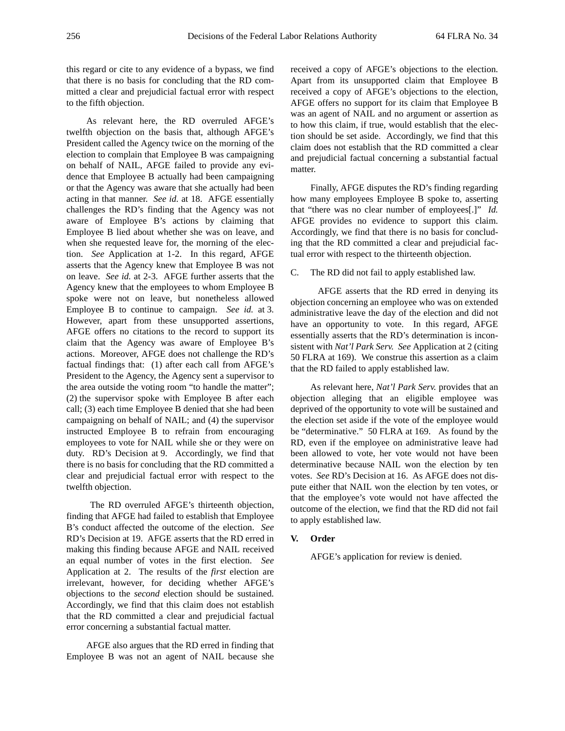this regard or cite to any evidence of a bypass, we find that there is no basis for concluding that the RD committed a clear and prejudicial factual error with respect to the fifth objection.

As relevant here, the RD overruled AFGE's twelfth objection on the basis that, although AFGE's President called the Agency twice on the morning of the election to complain that Employee B was campaigning on behalf of NAIL, AFGE failed to provide any evidence that Employee B actually had been campaigning or that the Agency was aware that she actually had been acting in that manner. *See id.* at 18. AFGE essentially challenges the RD's finding that the Agency was not aware of Employee B's actions by claiming that Employee B lied about whether she was on leave, and when she requested leave for, the morning of the election. *See* Application at 1-2. In this regard, AFGE asserts that the Agency knew that Employee B was not on leave. *See id.* at 2-3. AFGE further asserts that the Agency knew that the employees to whom Employee B spoke were not on leave, but nonetheless allowed Employee B to continue to campaign. *See id.* at 3. However, apart from these unsupported assertions, AFGE offers no citations to the record to support its claim that the Agency was aware of Employee B's actions. Moreover, AFGE does not challenge the RD's factual findings that: (1) after each call from AFGE's President to the Agency, the Agency sent a supervisor to the area outside the voting room "to handle the matter"; (2) the supervisor spoke with Employee B after each call; (3) each time Employee B denied that she had been campaigning on behalf of NAIL; and (4) the supervisor instructed Employee B to refrain from encouraging employees to vote for NAIL while she or they were on duty. RD's Decision at 9. Accordingly, we find that there is no basis for concluding that the RD committed a clear and prejudicial factual error with respect to the twelfth objection.

The RD overruled AFGE's thirteenth objection, finding that AFGE had failed to establish that Employee B's conduct affected the outcome of the election. *See* RD's Decision at 19. AFGE asserts that the RD erred in making this finding because AFGE and NAIL received an equal number of votes in the first election. *See* Application at 2. The results of the *first* election are irrelevant, however, for deciding whether AFGE's objections to the *second* election should be sustained. Accordingly, we find that this claim does not establish that the RD committed a clear and prejudicial factual error concerning a substantial factual matter.

AFGE also argues that the RD erred in finding that Employee B was not an agent of NAIL because she received a copy of AFGE's objections to the election. Apart from its unsupported claim that Employee B received a copy of AFGE's objections to the election, AFGE offers no support for its claim that Employee B was an agent of NAIL and no argument or assertion as to how this claim, if true, would establish that the election should be set aside. Accordingly, we find that this claim does not establish that the RD committed a clear and prejudicial factual concerning a substantial factual matter.

Finally, AFGE disputes the RD's finding regarding how many employees Employee B spoke to, asserting that "there was no clear number of employees[.]" *Id.* AFGE provides no evidence to support this claim. Accordingly, we find that there is no basis for concluding that the RD committed a clear and prejudicial factual error with respect to the thirteenth objection.

C. The RD did not fail to apply established law.

AFGE asserts that the RD erred in denying its objection concerning an employee who was on extended administrative leave the day of the election and did not have an opportunity to vote. In this regard, AFGE essentially asserts that the RD's determination is inconsistent with *Nat'l Park Serv. See* Application at 2 (citing 50 FLRA at 169). We construe this assertion as a claim that the RD failed to apply established law.

As relevant here, *Nat'l Park Serv.* provides that an objection alleging that an eligible employee was deprived of the opportunity to vote will be sustained and the election set aside if the vote of the employee would be "determinative." 50 FLRA at 169. As found by the RD, even if the employee on administrative leave had been allowed to vote, her vote would not have been determinative because NAIL won the election by ten votes. *See* RD's Decision at 16. As AFGE does not dispute either that NAIL won the election by ten votes, or that the employee's vote would not have affected the outcome of the election, we find that the RD did not fail to apply established law.

## V. Order

AFGE's application for review is denied.